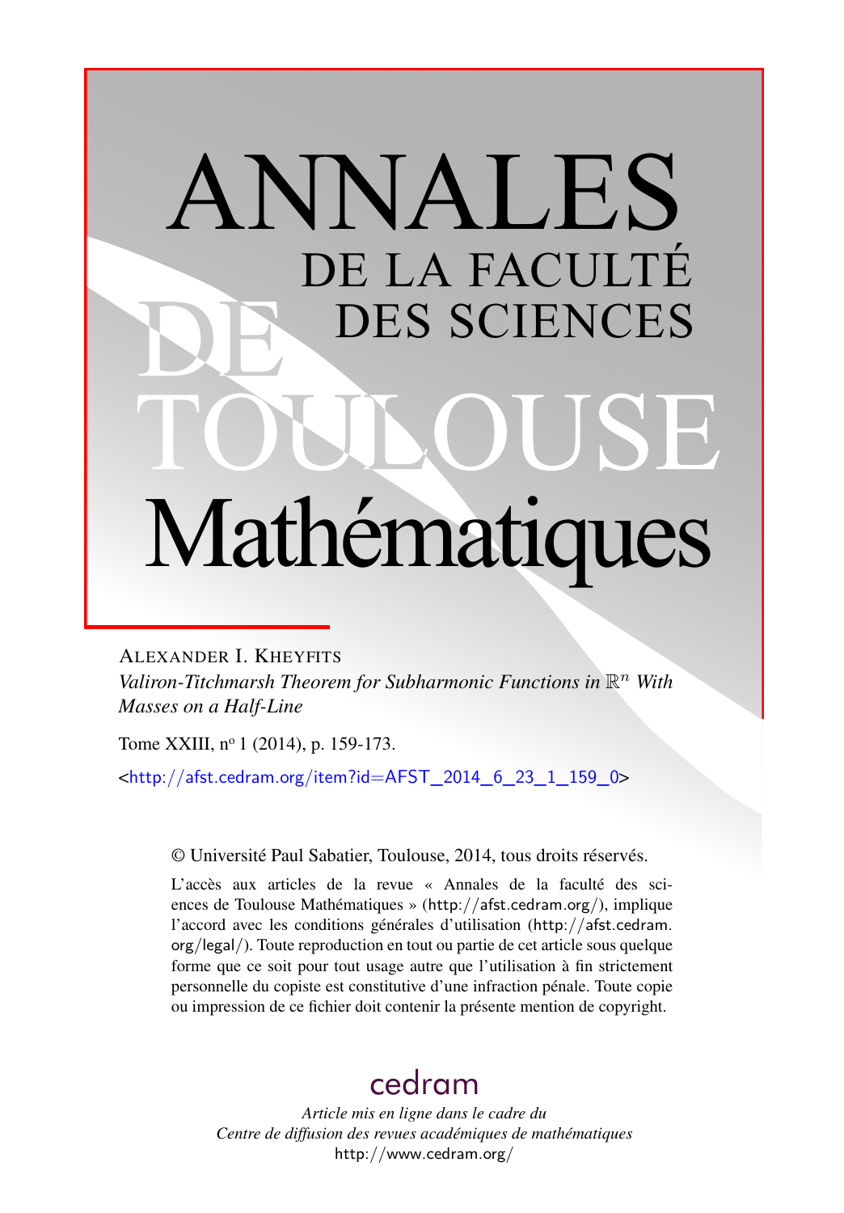# ANNALES DE LA FACULTÉ DES SCIENCES DE TOULOUSE Mathématiques

ALEXANDER I. KHEYFITS

*Valiron-Titchmarsh Theorem for Subharmonic Functions in $\mathbb{R}^n$ With Masses on a Half-Line*

Tome XXIII, nº 1 (2014), p. 159-173.

<http://afst.cedram.org/item?id=AFST_2014_6_23_1_159_0>

© Université Paul Sabatier, Toulouse, 2014, tous droits réservés.

L'accès aux articles de la revue « Annales de la faculté des sciences de Toulouse Mathématiques » (http://afst.cedram.org/), implique l'accord avec les conditions générales d'utilisation (http://afst.cedram.org/legal/). Toute reproduction en tout ou partie de cet article sous quelque forme que ce soit pour tout usage autre que l'utilisation à fin strictement personnelle du copiste est constitutive d'une infraction pénale. Toute copie ou impression de ce fichier doit contenir la présente mention de copyright.

cedram

*Article mis en ligne dans le cadre du Centre de diffusion des revues académiques de mathématiques*
http://www.cedram.org/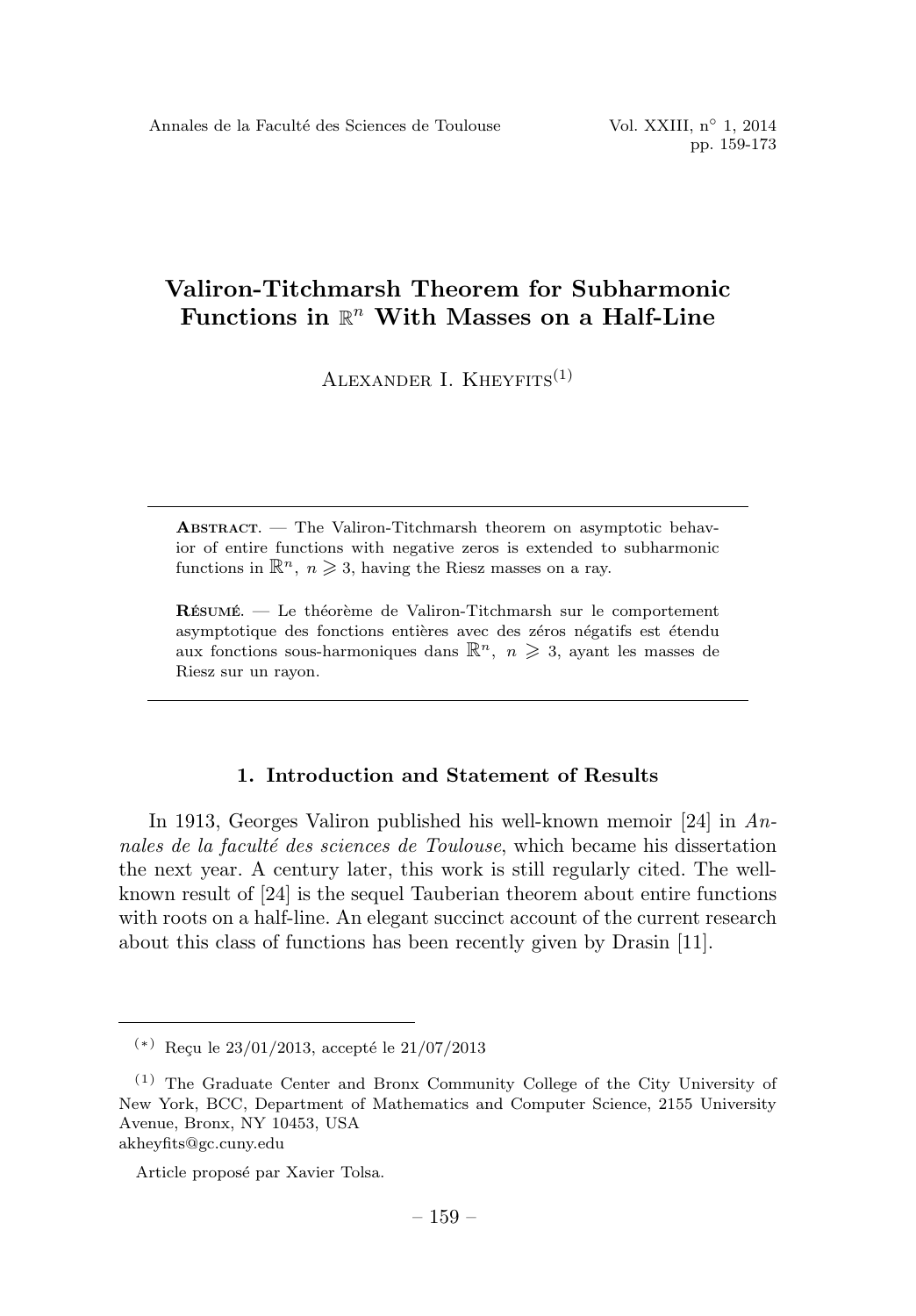# Valiron-Titchmarsh Theorem for Subharmonic Functions in $\mathbb{R}^n$ With Masses on a Half-Line

Alexander I. Kheyfits[(1)]

---

**Abstract**. — The Valiron-Titchmarsh theorem on asymptotic behavior of entire functions with negative zeros is extended to subharmonic functions in $\mathbb{R}^n$, $n \geqslant 3$, having the Riesz masses on a ray.

**Résumé**. — Le théorème de Valiron-Titchmarsh sur le comportement asymptotique des fonctions entières avec des zéros négatifs est étendu aux fonctions sous-harmoniques dans $\mathbb{R}^n$, $n \geqslant 3$, ayant les masses de Riesz sur un rayon.

---

## 1. Introduction and Statement of Results

In 1913, Georges Valiron published his well-known memoir [24] in *Annales de la faculté des sciences de Toulouse*, which became his dissertation the next year. A century later, this work is still regularly cited. The well-known result of [24] is the sequel Tauberian theorem about entire functions with roots on a half-line. An elegant succinct account of the current research about this class of functions has been recently given by Drasin [11].

---

(*) Reçu le 23/01/2013, accepté le 21/07/2013

(1) The Graduate Center and Bronx Community College of the City University of New York, BCC, Department of Mathematics and Computer Science, 2155 University Avenue, Bronx, NY 10453, USA
akheyfits@gc.cuny.edu

Article proposé par Xavier Tolsa.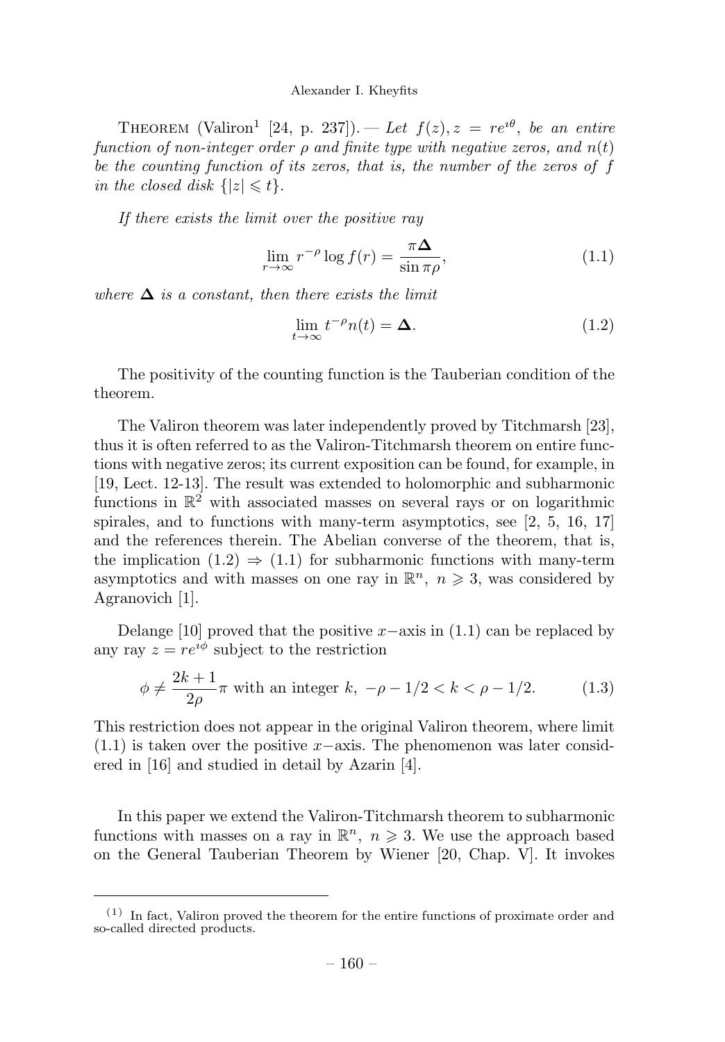THEOREM (Valiron[1] [24, p. 237]). — *Let $f(z), z = re^{\imath\theta}$, be an entire function of non-integer order $\rho$ and finite type with negative zeros, and $n(t)$ be the counting function of its zeros, that is, the number of the zeros of $f$ in the closed disk $\{|z| \leqslant t\}$.*

*If there exists the limit over the positive ray*

$$\lim_{r\to\infty} r^{-\rho} \log f(r) = \frac{\pi \mathbf{\Delta}}{\sin \pi\rho}, \tag{1.1}$$

*where $\mathbf{\Delta}$ is a constant, then there exists the limit*

$$\lim_{t\to\infty} t^{-\rho} n(t) = \mathbf{\Delta}. \tag{1.2}$$

The positivity of the counting function is the Tauberian condition of the theorem.

The Valiron theorem was later independently proved by Titchmarsh [23], thus it is often referred to as the Valiron-Titchmarsh theorem on entire functions with negative zeros; its current exposition can be found, for example, in [19, Lect. 12-13]. The result was extended to holomorphic and subharmonic functions in $\mathbb{R}^2$ with associated masses on several rays or on logarithmic spirales, and to functions with many-term asymptotics, see [2, 5, 16, 17] and the references therein. The Abelian converse of the theorem, that is, the implication (1.2) $\Rightarrow$ (1.1) for subharmonic functions with many-term asymptotics and with masses on one ray in $\mathbb{R}^n,\ n \geqslant 3$, was considered by Agranovich [1].

Delange [10] proved that the positive $x-$axis in (1.1) can be replaced by any ray $z = re^{\imath\phi}$ subject to the restriction

$$\phi \neq \frac{2k+1}{2\rho}\pi \text{ with an integer } k,\ -\rho - 1/2 < k < \rho - 1/2. \tag{1.3}$$

This restriction does not appear in the original Valiron theorem, where limit (1.1) is taken over the positive $x-$axis. The phenomenon was later considered in [16] and studied in detail by Azarin [4].

In this paper we extend the Valiron-Titchmarsh theorem to subharmonic functions with masses on a ray in $\mathbb{R}^n,\ n \geqslant 3$. We use the approach based on the General Tauberian Theorem by Wiener [20, Chap. V]. It invokes

---

[1] In fact, Valiron proved the theorem for the entire functions of proximate order and so-called directed products.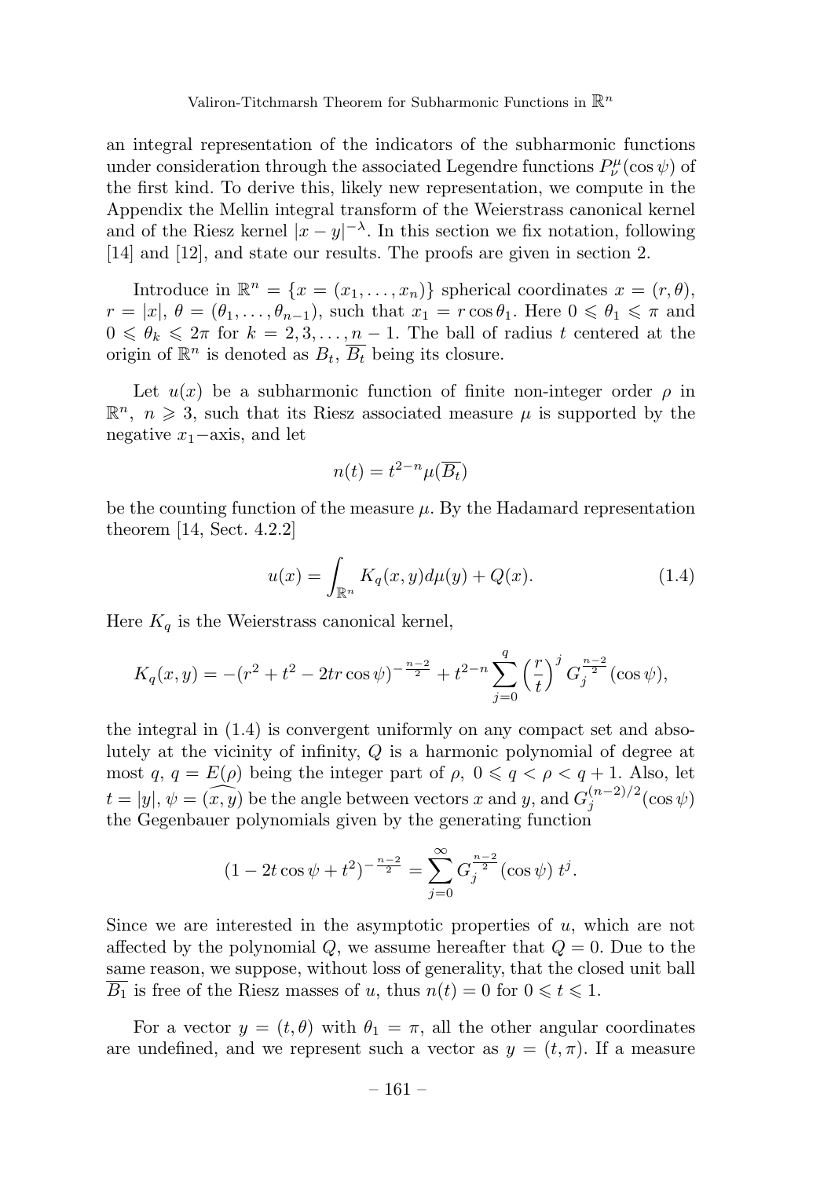an integral representation of the indicators of the subharmonic functions under consideration through the associated Legendre functions $P^{\mu}_{\nu}(\cos\psi)$ of the first kind. To derive this, likely new representation, we compute in the Appendix the Mellin integral transform of the Weierstrass canonical kernel and of the Riesz kernel $|x-y|^{-\lambda}$. In this section we fix notation, following [14] and [12], and state our results. The proofs are given in section 2.

Introduce in $\mathbb{R}^n = \{x = (x_1, \ldots, x_n)\}$ spherical coordinates $x = (r, \theta)$, $r = |x|$, $\theta = (\theta_1, \ldots, \theta_{n-1})$, such that $x_1 = r\cos\theta_1$. Here $0 \leqslant \theta_1 \leqslant \pi$ and $0 \leqslant \theta_k \leqslant 2\pi$ for $k = 2, 3, \ldots, n-1$. The ball of radius $t$ centered at the origin of $\mathbb{R}^n$ is denoted as $B_t$, $\overline{B_t}$ being its closure.

Let $u(x)$ be a subharmonic function of finite non-integer order $\rho$ in $\mathbb{R}^n$, $n \geqslant 3$, such that its Riesz associated measure $\mu$ is supported by the negative $x_1$−axis, and let

$$n(t) = t^{2-n}\mu(\overline{B_t})$$

be the counting function of the measure $\mu$. By the Hadamard representation theorem [14, Sect. 4.2.2]

$$u(x) = \int_{\mathbb{R}^n} K_q(x, y)d\mu(y) + Q(x). \tag{1.4}$$

Here $K_q$ is the Weierstrass canonical kernel,

$$K_q(x, y) = -(r^2 + t^2 - 2tr\cos\psi)^{-\frac{n-2}{2}} + t^{2-n}\sum_{j=0}^{q}\left(\frac{r}{t}\right)^j G_j^{\frac{n-2}{2}}(\cos\psi),$$

the integral in (1.4) is convergent uniformly on any compact set and absolutely at the vicinity of infinity, $Q$ is a harmonic polynomial of degree at most $q$, $q = E(\rho)$ being the integer part of $\rho$, $0 \leqslant q < \rho < q+1$. Also, let $t = |y|$, $\psi = \widehat{(x, y)}$ be the angle between vectors $x$ and $y$, and $G_j^{(n-2)/2}(\cos\psi)$ the Gegenbauer polynomials given by the generating function

$$(1 - 2t\cos\psi + t^2)^{-\frac{n-2}{2}} = \sum_{j=0}^{\infty} G_j^{\frac{n-2}{2}}(\cos\psi)\, t^j.$$

Since we are interested in the asymptotic properties of $u$, which are not affected by the polynomial $Q$, we assume hereafter that $Q = 0$. Due to the same reason, we suppose, without loss of generality, that the closed unit ball $\overline{B_1}$ is free of the Riesz masses of $u$, thus $n(t) = 0$ for $0 \leqslant t \leqslant 1$.

For a vector $y = (t, \theta)$ with $\theta_1 = \pi$, all the other angular coordinates are undefined, and we represent such a vector as $y = (t, \pi)$. If a measure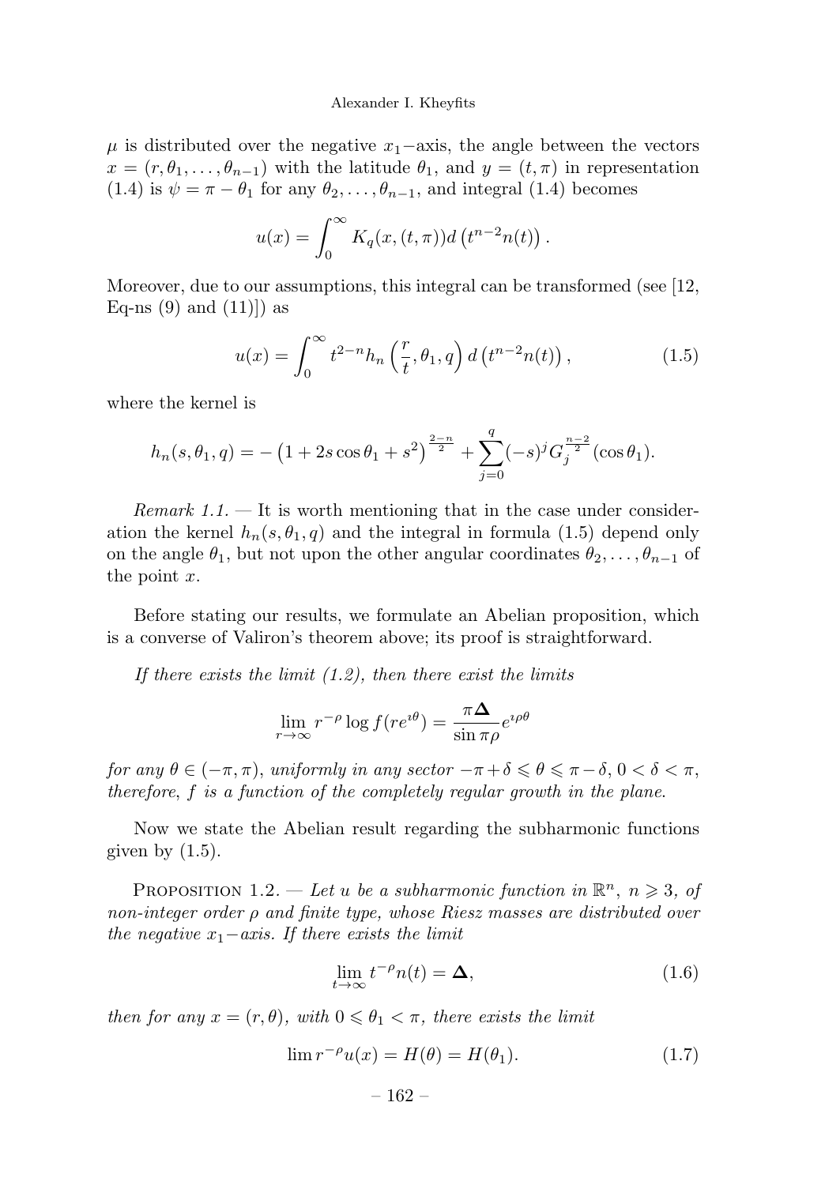$\mu$ is distributed over the negative $x_1-$axis, the angle between the vectors $x = (r, \theta_1, \ldots, \theta_{n-1})$ with the latitude $\theta_1$, and $y = (t, \pi)$ in representation (1.4) is $\psi = \pi - \theta_1$ for any $\theta_2, \ldots, \theta_{n-1}$, and integral (1.4) becomes

$$u(x) = \int_0^\infty K_q(x, (t, \pi)) d\left(t^{n-2} n(t)\right).$$

Moreover, due to our assumptions, this integral can be transformed (see [12, Eq-ns (9) and (11)]) as

$$u(x) = \int_0^\infty t^{2-n} h_n\left(\frac{r}{t}, \theta_1, q\right) d\left(t^{n-2} n(t)\right), \tag{1.5}$$

where the kernel is

$$h_n(s, \theta_1, q) = -\left(1 + 2s\cos\theta_1 + s^2\right)^{\frac{2-n}{2}} + \sum_{j=0}^{q} (-s)^j G_j^{\frac{n-2}{2}}(\cos\theta_1).$$

*Remark 1.1.* — It is worth mentioning that in the case under consideration the kernel $h_n(s, \theta_1, q)$ and the integral in formula (1.5) depend only on the angle $\theta_1$, but not upon the other angular coordinates $\theta_2, \ldots, \theta_{n-1}$ of the point $x$.

Before stating our results, we formulate an Abelian proposition, which is a converse of Valiron's theorem above; its proof is straightforward.

*If there exists the limit (1.2), then there exist the limits*

$$\lim_{r\to\infty} r^{-\rho} \log f(re^{\imath\theta}) = \frac{\pi\mathbf{\Delta}}{\sin\pi\rho} e^{\imath\rho\theta}$$

*for any $\theta \in (-\pi, \pi)$, uniformly in any sector $-\pi + \delta \leqslant \theta \leqslant \pi - \delta$, $0 < \delta < \pi$, therefore, $f$ is a function of the completely regular growth in the plane.*

Now we state the Abelian result regarding the subharmonic functions given by (1.5).

Proposition 1.2. — *Let $u$ be a subharmonic function in $\mathbb{R}^n$, $n \geqslant 3$, of non-integer order $\rho$ and finite type, whose Riesz masses are distributed over the negative $x_1-$axis. If there exists the limit*

$$\lim_{t\to\infty} t^{-\rho} n(t) = \mathbf{\Delta}, \tag{1.6}$$

*then for any $x = (r, \theta)$, with $0 \leqslant \theta_1 < \pi$, there exists the limit*

$$\lim r^{-\rho} u(x) = H(\theta) = H(\theta_1). \tag{1.7}$$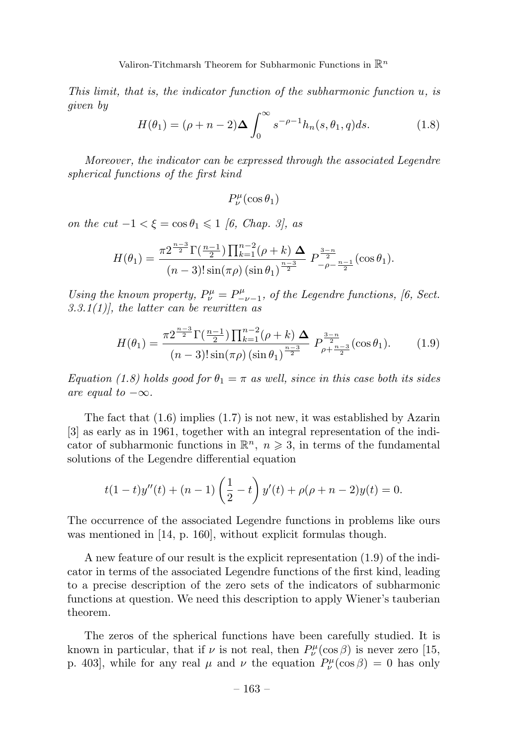*This limit, that is, the indicator function of the subharmonic function $u$, is given by*

$$H(\theta_1) = (\rho + n - 2)\mathbf{\Delta} \int_0^\infty s^{-\rho-1} h_n(s, \theta_1, q) ds. \tag{1.8}$$

*Moreover, the indicator can be expressed through the associated Legendre spherical functions of the first kind*

$$P_\nu^\mu(\cos\theta_1)$$

*on the cut $-1 < \xi = \cos\theta_1 \leqslant 1$ [6, Chap. 3], as*

$$H(\theta_1) = \frac{\pi 2^{\frac{n-3}{2}} \Gamma(\frac{n-1}{2}) \prod_{k=1}^{n-2}(\rho + k)\, \mathbf{\Delta}}{(n-3)! \sin(\pi\rho) (\sin\theta_1)^{\frac{n-3}{2}}} \; P_{-\rho-\frac{n-1}{2}}^{\frac{3-n}{2}}(\cos\theta_1).$$

*Using the known property, $P_\nu^\mu = P_{-\nu-1}^\mu$, of the Legendre functions, [6, Sect. 3.3.1(1)], the latter can be rewritten as*

$$H(\theta_1) = \frac{\pi 2^{\frac{n-3}{2}} \Gamma(\frac{n-1}{2}) \prod_{k=1}^{n-2}(\rho + k)\, \mathbf{\Delta}}{(n-3)! \sin(\pi\rho) (\sin\theta_1)^{\frac{n-3}{2}}} \; P_{\rho+\frac{n-3}{2}}^{\frac{3-n}{2}}(\cos\theta_1). \tag{1.9}$$

*Equation (1.8) holds good for $\theta_1 = \pi$ as well, since in this case both its sides are equal to $-\infty$.*

The fact that (1.6) implies (1.7) is not new, it was established by Azarin [3] as early as in 1961, together with an integral representation of the indicator of subharmonic functions in $\mathbb{R}^n$, $n \geqslant 3$, in terms of the fundamental solutions of the Legendre differential equation

$$t(1-t)y''(t) + (n-1)\left(\frac{1}{2} - t\right) y'(t) + \rho(\rho + n - 2)y(t) = 0.$$

The occurrence of the associated Legendre functions in problems like ours was mentioned in [14, p. 160], without explicit formulas though.

A new feature of our result is the explicit representation (1.9) of the indicator in terms of the associated Legendre functions of the first kind, leading to a precise description of the zero sets of the indicators of subharmonic functions at question. We need this description to apply Wiener's tauberian theorem.

The zeros of the spherical functions have been carefully studied. It is known in particular, that if $\nu$ is not real, then $P_\nu^\mu(\cos\beta)$ is never zero [15, p. 403], while for any real $\mu$ and $\nu$ the equation $P_\nu^\mu(\cos\beta) = 0$ has only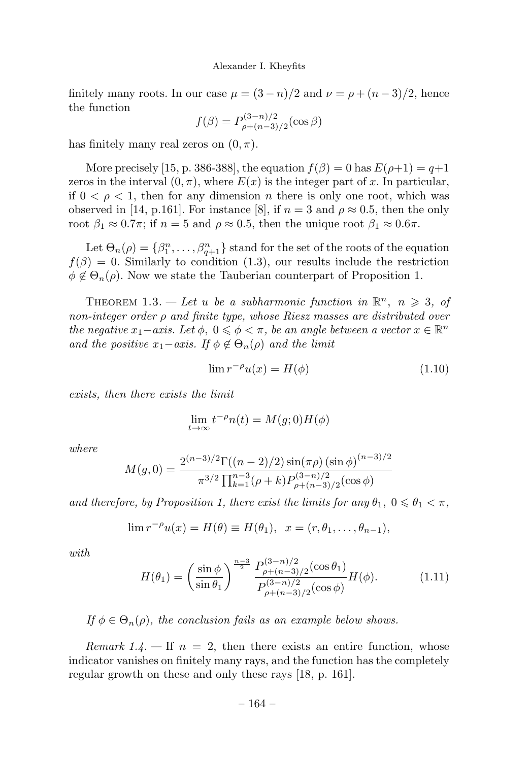finitely many roots. In our case $\mu = (3-n)/2$ and $\nu = \rho + (n-3)/2$, hence the function

$$f(\beta) = P^{(3-n)/2}_{\rho+(n-3)/2}(\cos\beta)$$

has finitely many real zeros on $(0, \pi)$.

More precisely [15, p. 386-388], the equation $f(\beta) = 0$ has $E(\rho+1) = q+1$ zeros in the interval $(0, \pi)$, where $E(x)$ is the integer part of $x$. In particular, if $0 < \rho < 1$, then for any dimension $n$ there is only one root, which was observed in [14, p.161]. For instance [8], if $n = 3$ and $\rho \approx 0.5$, then the only root $\beta_1 \approx 0.7\pi$; if $n = 5$ and $\rho \approx 0.5$, then the unique root $\beta_1 \approx 0.6\pi$.

Let $\Theta_n(\rho) = \{\beta^n_1, \ldots, \beta^n_{q+1}\}$ stand for the set of the roots of the equation $f(\beta) = 0$. Similarly to condition (1.3), our results include the restriction $\phi \notin \Theta_n(\rho)$. Now we state the Tauberian counterpart of Proposition 1.

Theorem 1.3. — *Let $u$ be a subharmonic function in $\mathbb{R}^n$, $n \geqslant 3$, of non-integer order $\rho$ and finite type, whose Riesz masses are distributed over the negative $x_1-$axis. Let $\phi$, $0 \leqslant \phi < \pi$, be an angle between a vector $x \in \mathbb{R}^n$ and the positive $x_1-$axis. If $\phi \notin \Theta_n(\rho)$ and the limit*

$$\lim r^{-\rho} u(x) = H(\phi) \tag{1.10}$$

*exists, then there exists the limit*

$$\lim_{t\to\infty} t^{-\rho} n(t) = M(g; 0) H(\phi)$$

*where*

$$M(g, 0) = \frac{2^{(n-3)/2}\Gamma((n-2)/2)\sin(\pi\rho)\,(\sin\phi)^{(n-3)/2}}{\pi^{3/2}\prod_{k=1}^{n-3}(\rho+k)P^{(3-n)/2}_{\rho+(n-3)/2}(\cos\phi)}$$

*and therefore, by Proposition 1, there exist the limits for any $\theta_1$, $0 \leqslant \theta_1 < \pi$,*

$$\lim r^{-\rho} u(x) = H(\theta) \equiv H(\theta_1), \quad x = (r, \theta_1, \ldots, \theta_{n-1}),$$

*with*

$$H(\theta_1) = \left(\frac{\sin\phi}{\sin\theta_1}\right)^{\frac{n-3}{2}} \frac{P^{(3-n)/2}_{\rho+(n-3)/2}(\cos\theta_1)}{P^{(3-n)/2}_{\rho+(n-3)/2}(\cos\phi)} H(\phi). \tag{1.11}$$

*If $\phi \in \Theta_n(\rho)$, the conclusion fails as an example below shows.*

*Remark 1.4.* — If $n = 2$, then there exists an entire function, whose indicator vanishes on finitely many rays, and the function has the completely regular growth on these and only these rays [18, p. 161].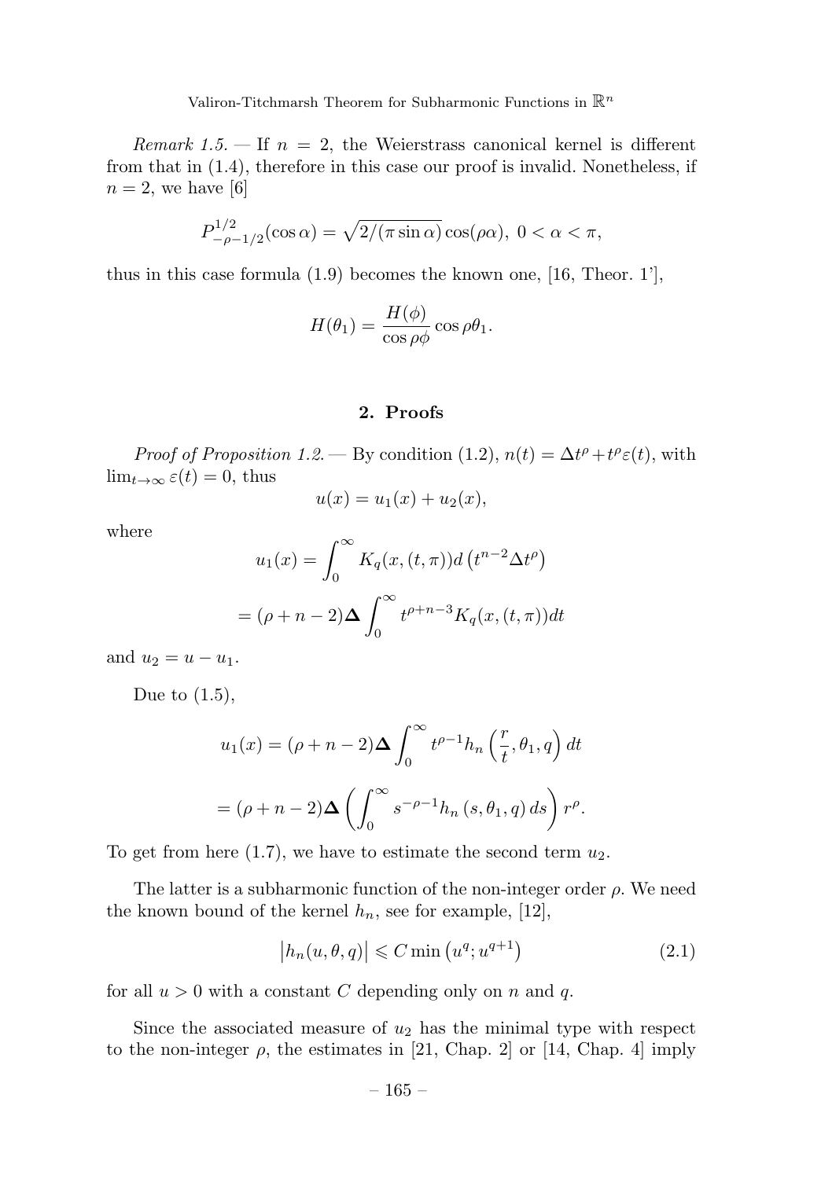*Remark 1.5.* — If $n = 2$, the Weierstrass canonical kernel is different from that in (1.4), therefore in this case our proof is invalid. Nonetheless, if $n = 2$, we have [6]

$$P^{1/2}_{-\rho-1/2}(\cos\alpha) = \sqrt{2/(\pi \sin\alpha)}\cos(\rho\alpha),\ 0 < \alpha < \pi,$$

thus in this case formula (1.9) becomes the known one, [16, Theor. 1'],

$$H(\theta_1) = \frac{H(\phi)}{\cos\rho\phi}\cos\rho\theta_1.$$

## 2. Proofs

*Proof of Proposition 1.2.* — By condition (1.2), $n(t) = \Delta t^\rho + t^\rho \varepsilon(t)$, with $\lim_{t\to\infty}\varepsilon(t) = 0$, thus

$$u(x) = u_1(x) + u_2(x),$$

where

$$u_1(x) = \int_0^\infty K_q(x,(t,\pi))d\left(t^{n-2}\Delta t^\rho\right)$$

$$= (\rho + n - 2)\mathbf{\Delta}\int_0^\infty t^{\rho+n-3}K_q(x,(t,\pi))dt$$

and $u_2 = u - u_1$.

Due to (1.5),

$$u_1(x) = (\rho + n - 2)\mathbf{\Delta}\int_0^\infty t^{\rho-1}h_n\left(\frac{r}{t},\theta_1,q\right)dt$$

$$= (\rho + n - 2)\mathbf{\Delta}\left(\int_0^\infty s^{-\rho-1}h_n\left(s,\theta_1,q\right)ds\right)r^\rho.$$

To get from here (1.7), we have to estimate the second term $u_2$.

The latter is a subharmonic function of the non-integer order $\rho$. We need the known bound of the kernel $h_n$, see for example, [12],

$$\left|h_n(u,\theta,q)\right| \leqslant C\min\left(u^q; u^{q+1}\right) \tag{2.1}$$

for all $u > 0$ with a constant $C$ depending only on $n$ and $q$.

Since the associated measure of $u_2$ has the minimal type with respect to the non-integer $\rho$, the estimates in [21, Chap. 2] or [14, Chap. 4] imply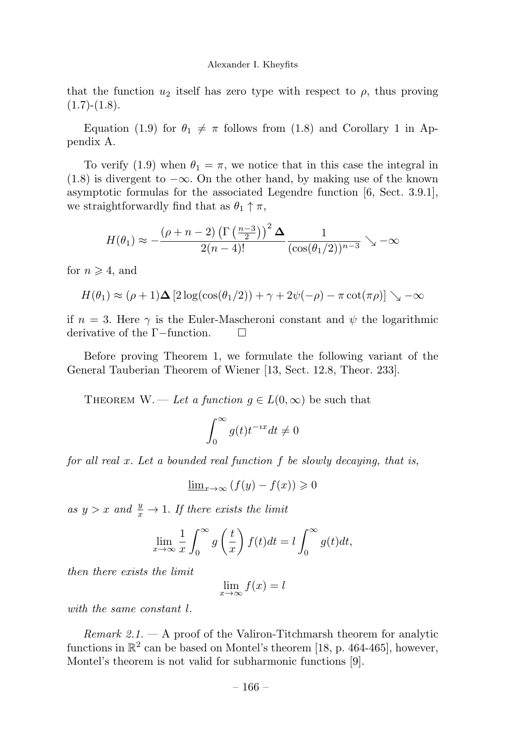that the function $u_2$ itself has zero type with respect to $\rho$, thus proving (1.7)-(1.8).

Equation (1.9) for $\theta_1 \neq \pi$ follows from (1.8) and Corollary 1 in Appendix A.

To verify (1.9) when $\theta_1 = \pi$, we notice that in this case the integral in (1.8) is divergent to $-\infty$. On the other hand, by making use of the known asymptotic formulas for the associated Legendre function [6, Sect. 3.9.1], we straightforwardly find that as $\theta_1 \uparrow \pi$,

$$H(\theta_1) \approx -\frac{(\rho+n-2)\left(\Gamma\left(\frac{n-3}{2}\right)\right)^2 \mathbf{\Delta}}{2(n-4)!}\frac{1}{(\cos(\theta_1/2))^{n-3}} \searrow -\infty$$

for $n \geqslant 4$, and

$$H(\theta_1) \approx (\rho+1)\mathbf{\Delta}\left[2\log(\cos(\theta_1/2)) + \gamma + 2\psi(-\rho) - \pi\cot(\pi\rho)\right] \searrow -\infty$$

if $n = 3$. Here $\gamma$ is the Euler-Mascheroni constant and $\psi$ the logarithmic derivative of the $\Gamma-$function. $\square$

Before proving Theorem 1, we formulate the following variant of the General Tauberian Theorem of Wiener [13, Sect. 12.8, Theor. 233].

Theorem W. — *Let a function $g \in L(0,\infty)$ be such that*

$$\int_0^\infty g(t)t^{-\imath x}dt \neq 0$$

*for all real $x$. Let a bounded real function $f$ be slowly decaying, that is,*

$$\underline{\lim}_{x\to\infty}\left(f(y) - f(x)\right) \geqslant 0$$

*as $y > x$ and $\frac{y}{x} \to 1$. If there exists the limit*

$$\lim_{x\to\infty}\frac{1}{x}\int_0^\infty g\left(\frac{t}{x}\right)f(t)dt = l\int_0^\infty g(t)dt,$$

*then there exists the limit*

$$\lim_{x\to\infty} f(x) = l$$

*with the same constant $l$.*

*Remark 2.1.* — A proof of the Valiron-Titchmarsh theorem for analytic functions in $\mathbb{R}^2$ can be based on Montel's theorem [18, p. 464-465], however, Montel's theorem is not valid for subharmonic functions [9].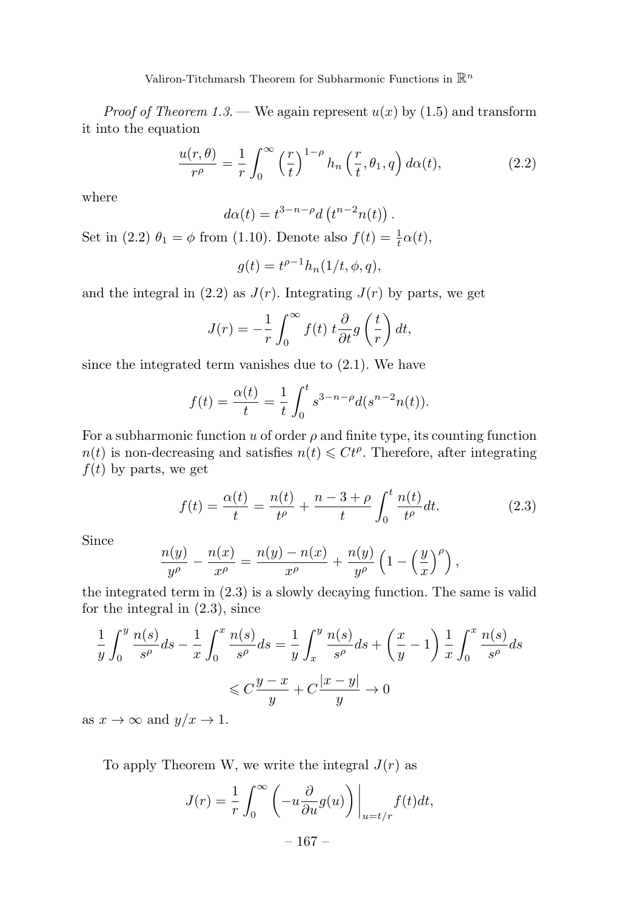*Proof of Theorem 1.3.* — We again represent $u(x)$ by (1.5) and transform it into the equation

$$\frac{u(r,\theta)}{r^\rho} = \frac{1}{r}\int_0^\infty \left(\frac{r}{t}\right)^{1-\rho} h_n\left(\frac{r}{t},\theta_1,q\right) d\alpha(t), \tag{2.2}$$

where

$$d\alpha(t) = t^{3-n-\rho} d\left(t^{n-2} n(t)\right).$$

Set in (2.2) $\theta_1 = \phi$ from (1.10). Denote also $f(t) = \frac{1}{t}\alpha(t)$,

$$g(t) = t^{\rho-1} h_n(1/t, \phi, q),$$

and the integral in (2.2) as $J(r)$. Integrating $J(r)$ by parts, we get

$$J(r) = -\frac{1}{r}\int_0^\infty f(t)\, t\frac{\partial}{\partial t} g\left(\frac{t}{r}\right) dt,$$

since the integrated term vanishes due to (2.1). We have

$$f(t) = \frac{\alpha(t)}{t} = \frac{1}{t}\int_0^t s^{3-n-\rho} d(s^{n-2} n(t)).$$

For a subharmonic function $u$ of order $\rho$ and finite type, its counting function $n(t)$ is non-decreasing and satisfies $n(t) \leqslant Ct^\rho$. Therefore, after integrating $f(t)$ by parts, we get

$$f(t) = \frac{\alpha(t)}{t} = \frac{n(t)}{t^\rho} + \frac{n-3+\rho}{t}\int_0^t \frac{n(t)}{t^\rho} dt. \tag{2.3}$$

Since

$$\frac{n(y)}{y^\rho} - \frac{n(x)}{x^\rho} = \frac{n(y)-n(x)}{x^\rho} + \frac{n(y)}{y^\rho}\left(1 - \left(\frac{y}{x}\right)^\rho\right),$$

the integrated term in (2.3) is a slowly decaying function. The same is valid for the integral in (2.3), since

$$\frac{1}{y}\int_0^y \frac{n(s)}{s^\rho} ds - \frac{1}{x}\int_0^x \frac{n(s)}{s^\rho} ds = \frac{1}{y}\int_x^y \frac{n(s)}{s^\rho} ds + \left(\frac{x}{y} - 1\right)\frac{1}{x}\int_0^x \frac{n(s)}{s^\rho} ds$$

$$\leqslant C\frac{y-x}{y} + C\frac{|x-y|}{y} \to 0$$

as $x \to \infty$ and $y/x \to 1$.

To apply Theorem W, we write the integral $J(r)$ as

$$J(r) = \frac{1}{r}\int_0^\infty \left(-u\frac{\partial}{\partial u} g(u)\right)\bigg|_{u=t/r} f(t) dt,$$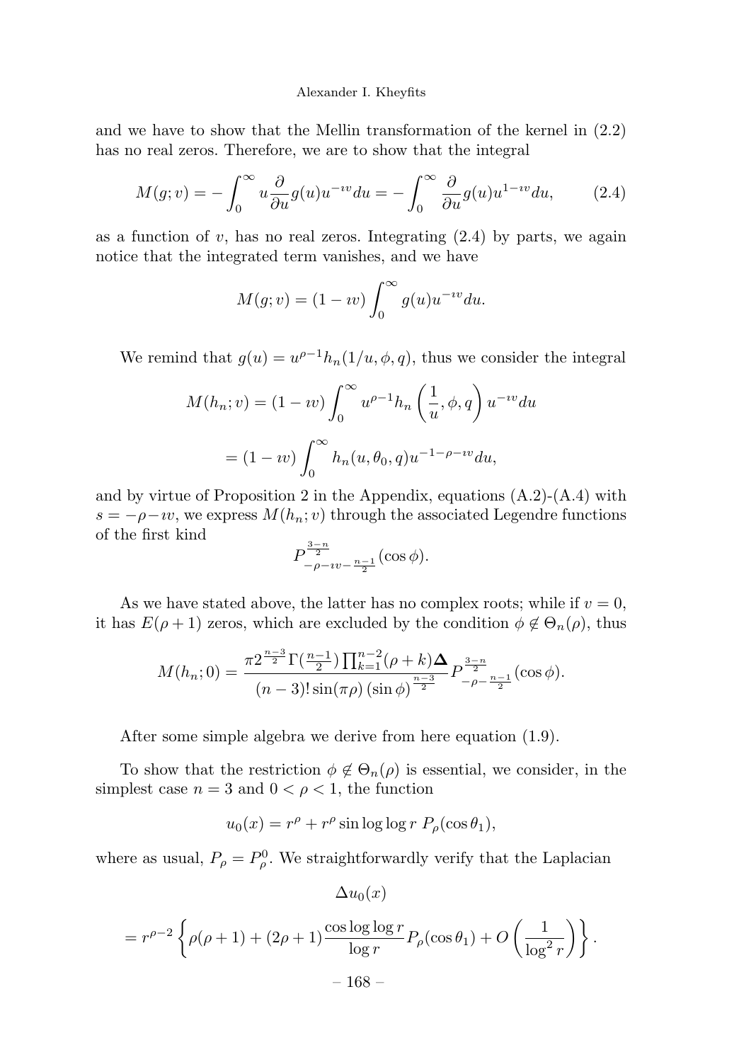and we have to show that the Mellin transformation of the kernel in (2.2) has no real zeros. Therefore, we are to show that the integral

$$M(g;v) = -\int_0^\infty u\frac{\partial}{\partial u}g(u)u^{-\imath v}du = -\int_0^\infty \frac{\partial}{\partial u}g(u)u^{1-\imath v}du, \qquad (2.4)$$

as a function of $v$, has no real zeros. Integrating (2.4) by parts, we again notice that the integrated term vanishes, and we have

$$M(g;v) = (1-\imath v)\int_0^\infty g(u)u^{-\imath v}du.$$

We remind that $g(u) = u^{\rho-1}h_n(1/u,\phi,q)$, thus we consider the integral

$$M(h_n;v) = (1-\imath v)\int_0^\infty u^{\rho-1}h_n\left(\frac{1}{u},\phi,q\right)u^{-\imath v}du$$

$$= (1-\imath v)\int_0^\infty h_n(u,\theta_0,q)u^{-1-\rho-\imath v}du,$$

and by virtue of Proposition 2 in the Appendix, equations (A.2)-(A.4) with $s=-\rho-\imath v$, we express $M(h_n;v)$ through the associated Legendre functions of the first kind

$$P^{\frac{3-n}{2}}_{-\rho-\imath v-\frac{n-1}{2}}(\cos\phi).$$

As we have stated above, the latter has no complex roots; while if $v=0$, it has $E(\rho+1)$ zeros, which are excluded by the condition $\phi\notin\Theta_n(\rho)$, thus

$$M(h_n;0) = \frac{\pi 2^{\frac{n-3}{2}}\Gamma(\frac{n-1}{2})\prod_{k=1}^{n-2}(\rho+k)\boldsymbol{\Delta}}{(n-3)!\sin(\pi\rho)\left(\sin\phi\right)^{\frac{n-3}{2}}}P^{\frac{3-n}{2}}_{-\rho-\frac{n-1}{2}}(\cos\phi).$$

After some simple algebra we derive from here equation (1.9).

To show that the restriction $\phi\notin\Theta_n(\rho)$ is essential, we consider, in the simplest case $n=3$ and $0<\rho<1$, the function

$$u_0(x) = r^\rho + r^\rho\sin\log\log r\; P_\rho(\cos\theta_1),$$

where as usual, $P_\rho = P^0_\rho$. We straightforwardly verify that the Laplacian

$$\Delta u_0(x)$$

$$= r^{\rho-2}\left\{\rho(\rho+1) + (2\rho+1)\frac{\cos\log\log r}{\log r}P_\rho(\cos\theta_1) + O\left(\frac{1}{\log^2 r}\right)\right\}.$$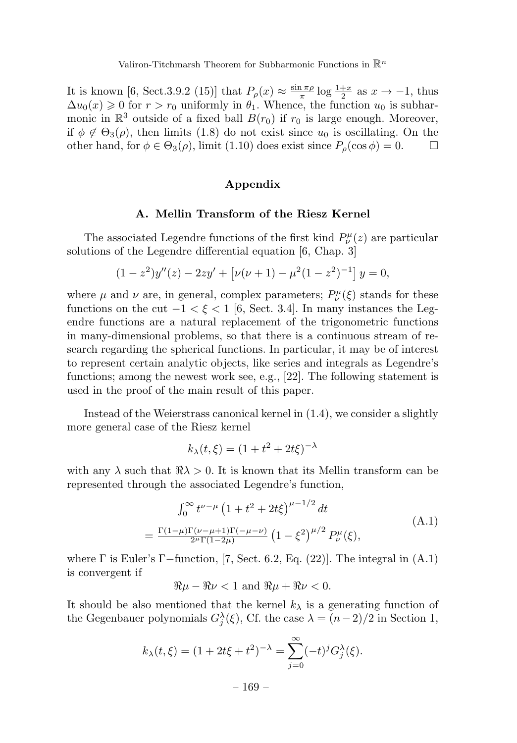It is known [6, Sect.3.9.2 (15)] that $P_\rho(x) \approx \frac{\sin \pi\rho}{\pi} \log \frac{1+x}{2}$ as $x \to -1$, thus $\Delta u_0(x) \geqslant 0$ for $r > r_0$ uniformly in $\theta_1$. Whence, the function $u_0$ is subharmonic in $\mathbb{R}^3$ outside of a fixed ball $B(r_0)$ if $r_0$ is large enough. Moreover, if $\phi \notin \Theta_3(\rho)$, then limits (1.8) do not exist since $u_0$ is oscillating. On the other hand, for $\phi \in \Theta_3(\rho)$, limit (1.10) does exist since $P_\rho(\cos\phi) = 0$. $\square$

## Appendix

### A. Mellin Transform of the Riesz Kernel

The associated Legendre functions of the first kind $P_\nu^\mu(z)$ are particular solutions of the Legendre differential equation [6, Chap. 3]

$$(1-z^2)y''(z) - 2zy' + \left[\nu(\nu+1) - \mu^2(1-z^2)^{-1}\right] y = 0,$$

where $\mu$ and $\nu$ are, in general, complex parameters; $P_\nu^\mu(\xi)$ stands for these functions on the cut $-1 < \xi < 1$ [6, Sect. 3.4]. In many instances the Legendre functions are a natural replacement of the trigonometric functions in many-dimensional problems, so that there is a continuous stream of research regarding the spherical functions. In particular, it may be of interest to represent certain analytic objects, like series and integrals as Legendre's functions; among the newest work see, e.g., [22]. The following statement is used in the proof of the main result of this paper.

Instead of the Weierstrass canonical kernel in (1.4), we consider a slightly more general case of the Riesz kernel

$$k_\lambda(t,\xi) = (1 + t^2 + 2t\xi)^{-\lambda}$$

with any $\lambda$ such that $\Re\lambda > 0$. It is known that its Mellin transform can be represented through the associated Legendre's function,

$$\begin{aligned} &\int_0^\infty t^{\nu-\mu}\left(1+t^2+2t\xi\right)^{\mu-1/2} dt \\ &= \frac{\Gamma(1-\mu)\Gamma(\nu-\mu+1)\Gamma(-\mu-\nu)}{2^\mu \Gamma(1-2\mu)} \left(1-\xi^2\right)^{\mu/2} P_\nu^\mu(\xi), \end{aligned} \tag{A.1}$$

where $\Gamma$ is Euler's $\Gamma-$function, [7, Sect. 6.2, Eq. (22)]. The integral in (A.1) is convergent if

$$\Re\mu - \Re\nu < 1 \text{ and } \Re\mu + \Re\nu < 0.$$

It should be also mentioned that the kernel $k_\lambda$ is a generating function of the Gegenbauer polynomials $G_j^\lambda(\xi)$, Cf. the case $\lambda = (n-2)/2$ in Section 1,

$$k_\lambda(t,\xi) = (1 + 2t\xi + t^2)^{-\lambda} = \sum_{j=0}^\infty (-t)^j G_j^\lambda(\xi).$$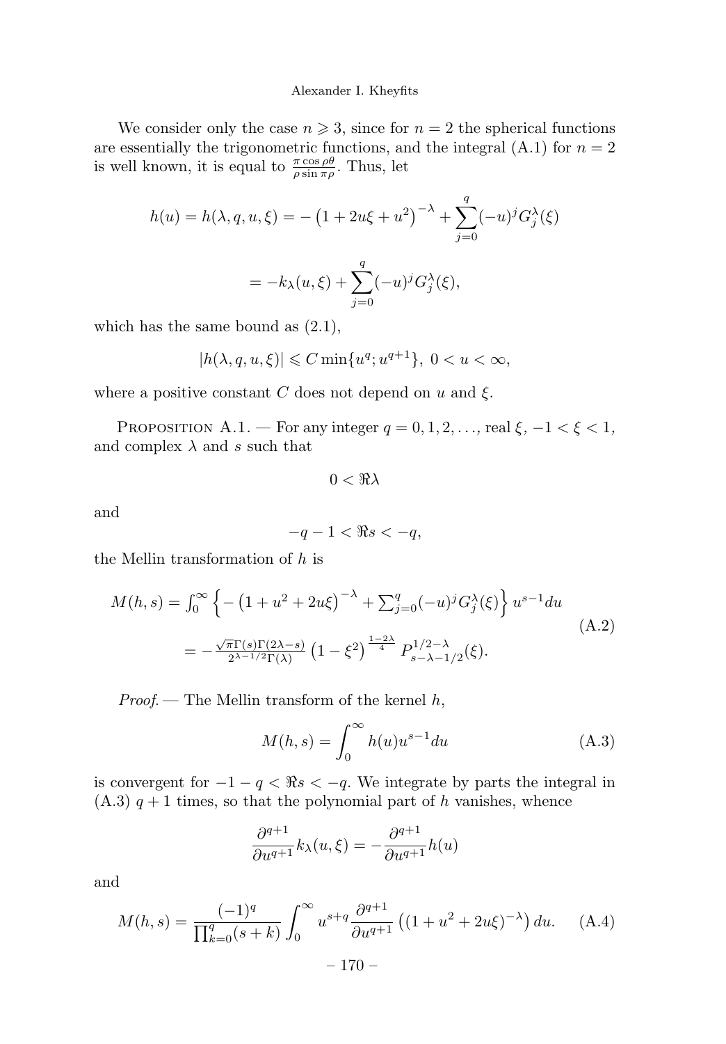We consider only the case $n \geqslant 3$, since for $n = 2$ the spherical functions are essentially the trigonometric functions, and the integral (A.1) for $n = 2$ is well known, it is equal to $\frac{\pi \cos \rho\theta}{\rho \sin \pi\rho}$. Thus, let

$$h(u) = h(\lambda, q, u, \xi) = -\left(1 + 2u\xi + u^2\right)^{-\lambda} + \sum_{j=0}^{q} (-u)^j G_j^\lambda(\xi)$$

$$= -k_\lambda(u, \xi) + \sum_{j=0}^{q} (-u)^j G_j^\lambda(\xi),$$

which has the same bound as (2.1),

$$|h(\lambda, q, u, \xi)| \leqslant C \min\{u^q; u^{q+1}\},\ 0 < u < \infty,$$

where a positive constant $C$ does not depend on $u$ and $\xi$.

Proposition A.1. — For any integer $q = 0, 1, 2, \ldots$, real $\xi$, $-1 < \xi < 1$, and complex $\lambda$ and $s$ such that

$$0 < \Re\lambda$$

and

$$-q - 1 < \Re s < -q,$$

the Mellin transformation of $h$ is

$$\begin{aligned} M(h, s) &= \int_0^\infty \left\{ -\left(1 + u^2 + 2u\xi\right)^{-\lambda} + \sum_{j=0}^{q} (-u)^j G_j^\lambda(\xi) \right\} u^{s-1} du \\ &= -\frac{\sqrt{\pi}\Gamma(s)\Gamma(2\lambda - s)}{2^{\lambda - 1/2}\Gamma(\lambda)} \left(1 - \xi^2\right)^{\frac{1-2\lambda}{4}} P_{s-\lambda-1/2}^{1/2-\lambda}(\xi). \end{aligned} \tag{A.2}$$

*Proof.* — The Mellin transform of the kernel $h$,

$$M(h, s) = \int_0^\infty h(u) u^{s-1} du \tag{A.3}$$

is convergent for $-1 - q < \Re s < -q$. We integrate by parts the integral in (A.3) $q + 1$ times, so that the polynomial part of $h$ vanishes, whence

$$\frac{\partial^{q+1}}{\partial u^{q+1}} k_\lambda(u, \xi) = -\frac{\partial^{q+1}}{\partial u^{q+1}} h(u)$$

and

$$M(h, s) = \frac{(-1)^q}{\prod_{k=0}^{q}(s + k)} \int_0^\infty u^{s+q} \frac{\partial^{q+1}}{\partial u^{q+1}} \left((1 + u^2 + 2u\xi)^{-\lambda}\right) du. \tag{A.4}$$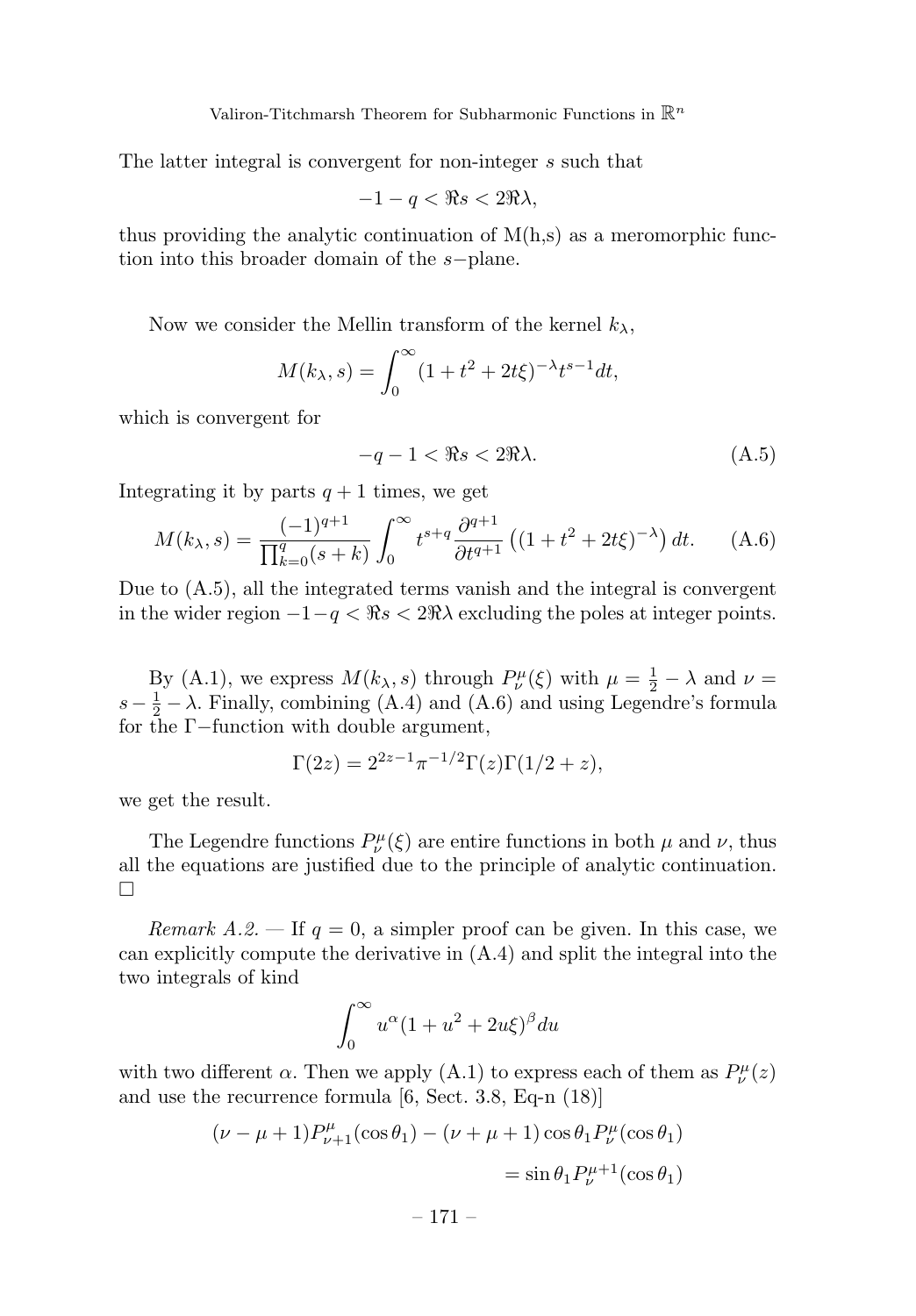The latter integral is convergent for non-integer $s$ such that

$$-1 - q < \Re s < 2\Re\lambda,$$

thus providing the analytic continuation of M(h,s) as a meromorphic function into this broader domain of the $s-$plane.

Now we consider the Mellin transform of the kernel $k_\lambda$,

$$M(k_\lambda, s) = \int_0^\infty (1 + t^2 + 2t\xi)^{-\lambda} t^{s-1} dt,$$

which is convergent for

$$-q - 1 < \Re s < 2\Re\lambda. \tag{A.5}$$

Integrating it by parts $q + 1$ times, we get

$$M(k_\lambda, s) = \frac{(-1)^{q+1}}{\prod_{k=0}^{q}(s+k)} \int_0^\infty t^{s+q} \frac{\partial^{q+1}}{\partial t^{q+1}} \left((1 + t^2 + 2t\xi)^{-\lambda}\right) dt. \tag{A.6}$$

Due to (A.5), all the integrated terms vanish and the integral is convergent in the wider region $-1-q < \Re s < 2\Re\lambda$ excluding the poles at integer points.

By (A.1), we express $M(k_\lambda, s)$ through $P_\nu^\mu(\xi)$ with $\mu = \frac{1}{2} - \lambda$ and $\nu = s - \frac{1}{2} - \lambda$. Finally, combining (A.4) and (A.6) and using Legendre's formula for the $\Gamma-$function with double argument,

$$\Gamma(2z) = 2^{2z-1}\pi^{-1/2}\Gamma(z)\Gamma(1/2 + z),$$

we get the result.

The Legendre functions $P_\nu^\mu(\xi)$ are entire functions in both $\mu$ and $\nu$, thus all the equations are justified due to the principle of analytic continuation. □

*Remark A.2.* — If $q = 0$, a simpler proof can be given. In this case, we can explicitly compute the derivative in (A.4) and split the integral into the two integrals of kind

$$\int_0^\infty u^\alpha (1 + u^2 + 2u\xi)^\beta du$$

with two different $\alpha$. Then we apply (A.1) to express each of them as $P_\nu^\mu(z)$ and use the recurrence formula [6, Sect. 3.8, Eq-n (18)]

$$(\nu - \mu + 1)P_{\nu+1}^\mu(\cos\theta_1) - (\nu + \mu + 1)\cos\theta_1 P_\nu^\mu(\cos\theta_1)$$
$$= \sin\theta_1 P_\nu^{\mu+1}(\cos\theta_1)$$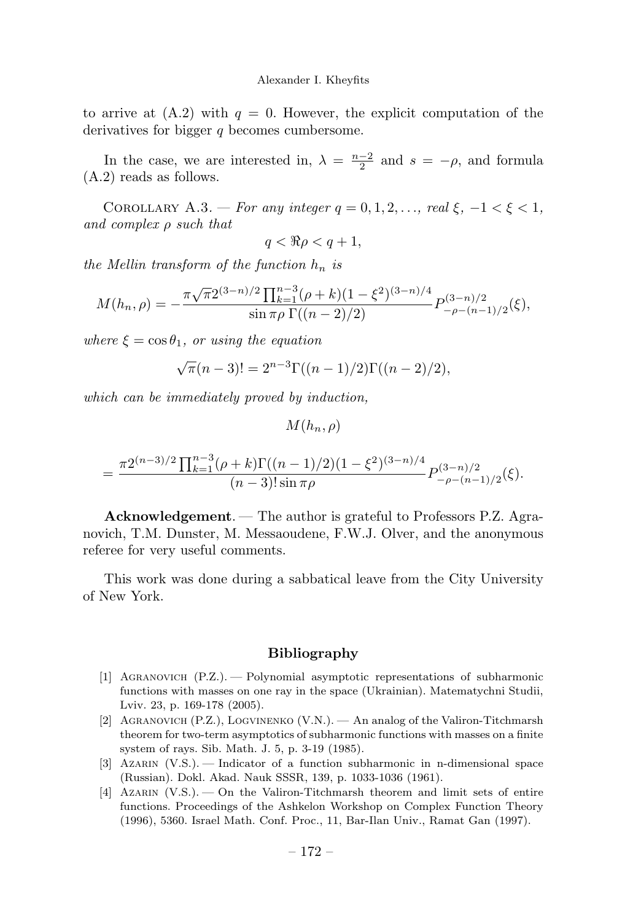to arrive at (A.2) with $q = 0$. However, the explicit computation of the derivatives for bigger $q$ becomes cumbersome.

In the case, we are interested in, $\lambda = \frac{n-2}{2}$ and $s = -\rho$, and formula (A.2) reads as follows.

Corollary A.3. — *For any integer $q = 0, 1, 2, \ldots$, real $\xi$, $-1 < \xi < 1$, and complex $\rho$ such that*

$$q < \Re\rho < q + 1,$$

*the Mellin transform of the function $h_n$ is*

$$M(h_n, \rho) = -\frac{\pi\sqrt{\pi}2^{(3-n)/2}\prod_{k=1}^{n-3}(\rho+k)(1-\xi^2)^{(3-n)/4}}{\sin\pi\rho\,\Gamma((n-2)/2)}P^{(3-n)/2}_{-\rho-(n-1)/2}(\xi),$$

*where $\xi = \cos\theta_1$, or using the equation*

$$\sqrt{\pi}(n-3)! = 2^{n-3}\Gamma((n-1)/2)\Gamma((n-2)/2),$$

*which can be immediately proved by induction,*

$$M(h_n, \rho)$$

$$= \frac{\pi 2^{(n-3)/2}\prod_{k=1}^{n-3}(\rho+k)\Gamma((n-1)/2)(1-\xi^2)^{(3-n)/4}}{(n-3)!\sin\pi\rho}P^{(3-n)/2}_{-\rho-(n-1)/2}(\xi).$$

**Acknowledgement**. — The author is grateful to Professors P.Z. Agranovich, T.M. Dunster, M. Messaoudene, F.W.J. Olver, and the anonymous referee for very useful comments.

This work was done during a sabbatical leave from the City University of New York.

## Bibliography

[1] Agranovich (P.Z.). — Polynomial asymptotic representations of subharmonic functions with masses on one ray in the space (Ukrainian). Matematychni Studii, Lviv. 23, p. 169-178 (2005).

[2] Agranovich (P.Z.), Logvinenko (V.N.). — An analog of the Valiron-Titchmarsh theorem for two-term asymptotics of subharmonic functions with masses on a finite system of rays. Sib. Math. J. 5, p. 3-19 (1985).

[3] Azarin (V.S.). — Indicator of a function subharmonic in n-dimensional space (Russian). Dokl. Akad. Nauk SSSR, 139, p. 1033-1036 (1961).

[4] Azarin (V.S.). — On the Valiron-Titchmarsh theorem and limit sets of entire functions. Proceedings of the Ashkelon Workshop on Complex Function Theory (1996), 5360. Israel Math. Conf. Proc., 11, Bar-Ilan Univ., Ramat Gan (1997).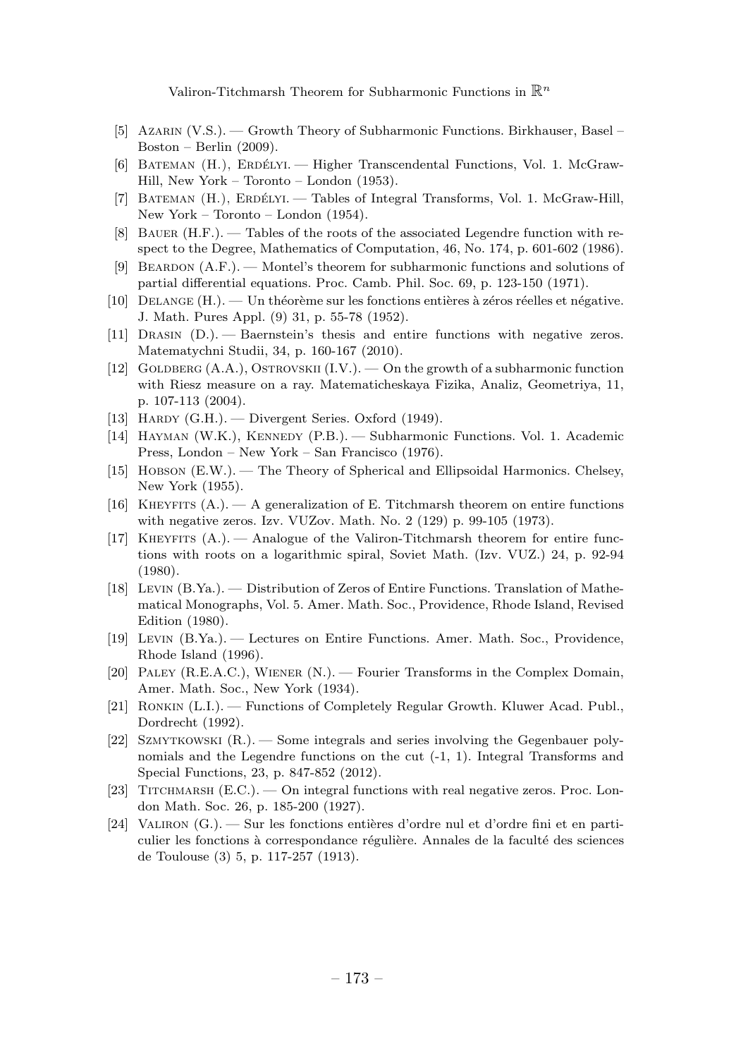[5] Azarin (V.S.). — Growth Theory of Subharmonic Functions. Birkhauser, Basel – Boston – Berlin (2009).

[6] Bateman (H.), Erdélyi. — Higher Transcendental Functions, Vol. 1. McGraw-Hill, New York – Toronto – London (1953).

[7] Bateman (H.), Erdélyi. — Tables of Integral Transforms, Vol. 1. McGraw-Hill, New York – Toronto – London (1954).

[8] Bauer (H.F.). — Tables of the roots of the associated Legendre function with respect to the Degree, Mathematics of Computation, 46, No. 174, p. 601-602 (1986).

[9] Beardon (A.F.). — Montel's theorem for subharmonic functions and solutions of partial differential equations. Proc. Camb. Phil. Soc. 69, p. 123-150 (1971).

[10] Delange (H.). — Un théorème sur les fonctions entières à zéros réelles et négative. J. Math. Pures Appl. (9) 31, p. 55-78 (1952).

[11] Drasin (D.). — Baernstein's thesis and entire functions with negative zeros. Matematychni Studii, 34, p. 160-167 (2010).

[12] Goldberg (A.A.), Ostrovskii (I.V.). — On the growth of a subharmonic function with Riesz measure on a ray. Matematicheskaya Fizika, Analiz, Geometriya, 11, p. 107-113 (2004).

[13] Hardy (G.H.). — Divergent Series. Oxford (1949).

[14] Hayman (W.K.), Kennedy (P.B.). — Subharmonic Functions. Vol. 1. Academic Press, London – New York – San Francisco (1976).

[15] Hobson (E.W.). — The Theory of Spherical and Ellipsoidal Harmonics. Chelsey, New York (1955).

[16] Kheyfits (A.). — A generalization of E. Titchmarsh theorem on entire functions with negative zeros. Izv. VUZov. Math. No. 2 (129) p. 99-105 (1973).

[17] Kheyfits (A.). — Analogue of the Valiron-Titchmarsh theorem for entire functions with roots on a logarithmic spiral, Soviet Math. (Izv. VUZ.) 24, p. 92-94 (1980).

[18] Levin (B.Ya.). — Distribution of Zeros of Entire Functions. Translation of Mathematical Monographs, Vol. 5. Amer. Math. Soc., Providence, Rhode Island, Revised Edition (1980).

[19] Levin (B.Ya.). — Lectures on Entire Functions. Amer. Math. Soc., Providence, Rhode Island (1996).

[20] Paley (R.E.A.C.), Wiener (N.). — Fourier Transforms in the Complex Domain, Amer. Math. Soc., New York (1934).

[21] Ronkin (L.I.). — Functions of Completely Regular Growth. Kluwer Acad. Publ., Dordrecht (1992).

[22] Szmytkowski (R.). — Some integrals and series involving the Gegenbauer polynomials and the Legendre functions on the cut (-1, 1). Integral Transforms and Special Functions, 23, p. 847-852 (2012).

[23] Titchmarsh (E.C.). — On integral functions with real negative zeros. Proc. London Math. Soc. 26, p. 185-200 (1927).

[24] Valiron (G.). — Sur les fonctions entières d'ordre nul et d'ordre fini et en particulier les fonctions à correspondance régulière. Annales de la faculté des sciences de Toulouse (3) 5, p. 117-257 (1913).